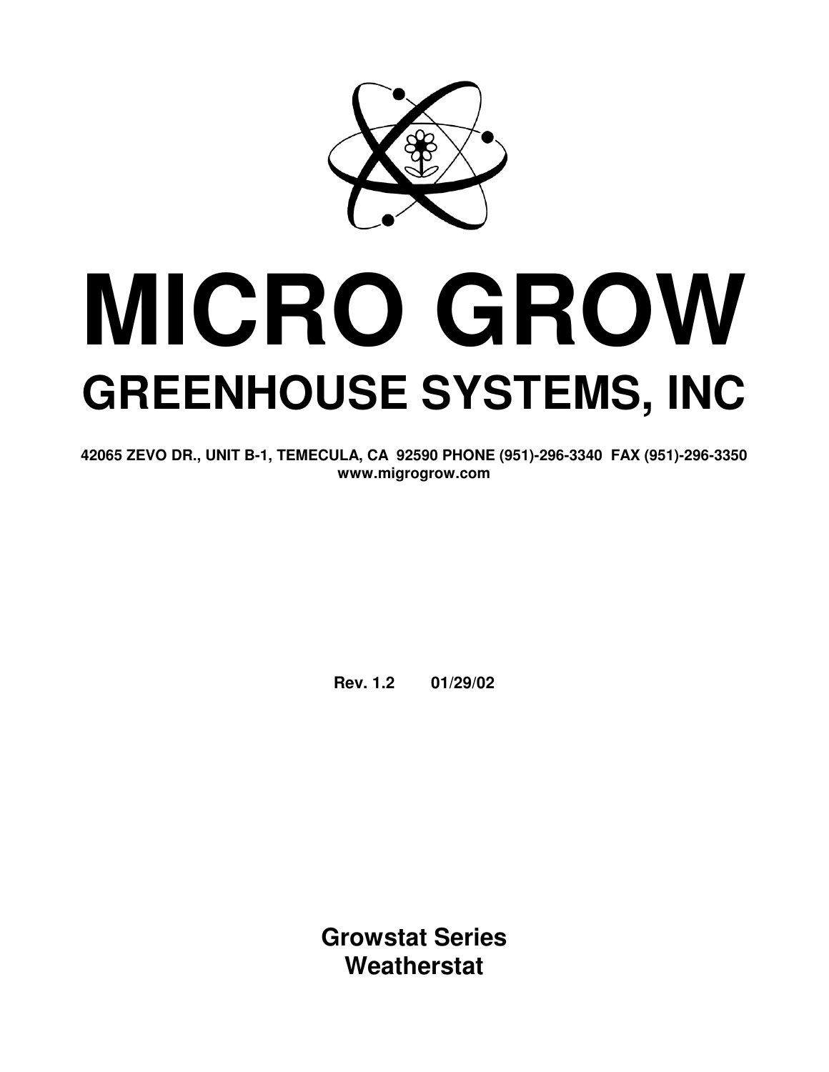# MICRO GROW

## GREENHOUSE SYSTEMS, INC

**42065 ZEVO DR., UNIT B-1, TEMECULA, CA 92590 PHONE (951)-296-3340 FAX (951)-296-3350**
**www.migrogrow.com**

**Rev. 1.2 01/29/02**

**Growstat Series**
**Weatherstat**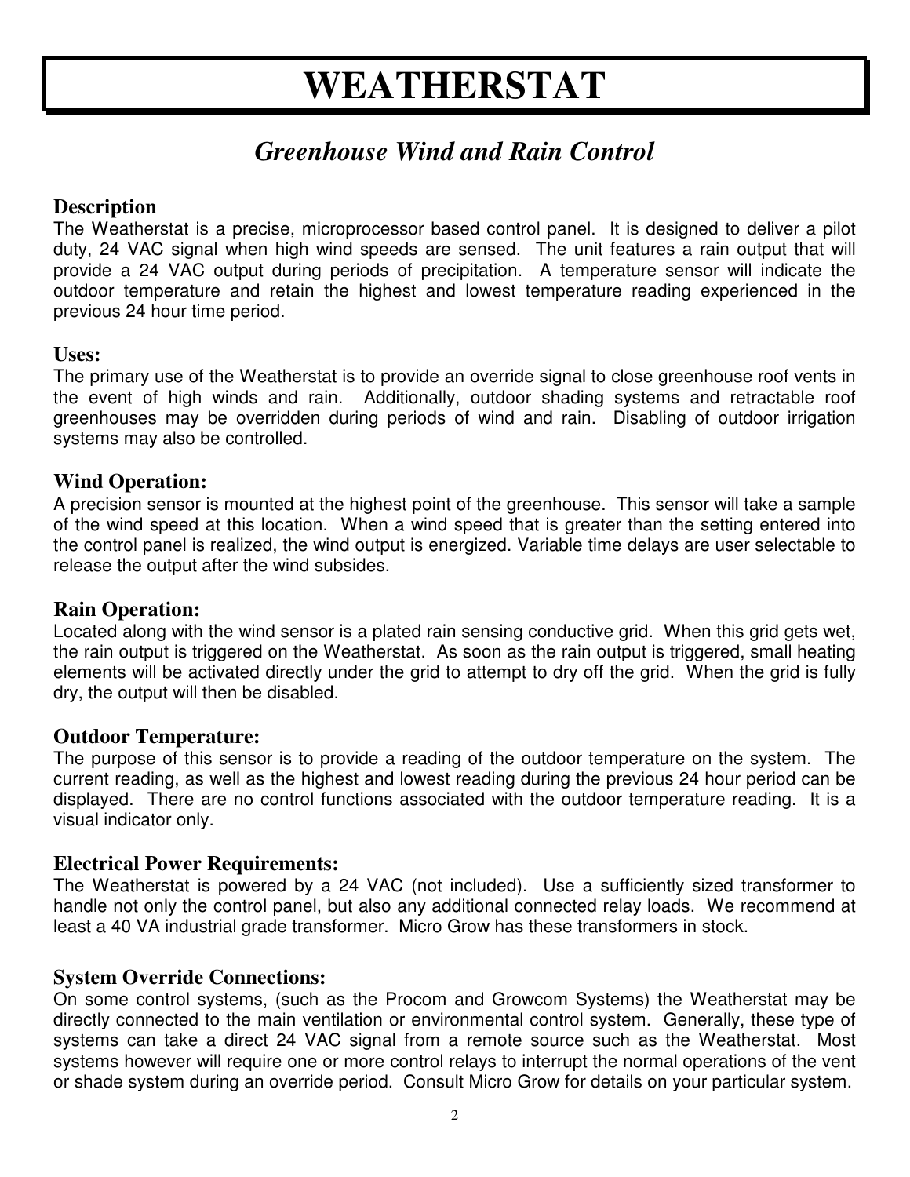# WEATHERSTAT

## *Greenhouse Wind and Rain Control*

### Description

The Weatherstat is a precise, microprocessor based control panel. It is designed to deliver a pilot duty, 24 VAC signal when high wind speeds are sensed. The unit features a rain output that will provide a 24 VAC output during periods of precipitation. A temperature sensor will indicate the outdoor temperature and retain the highest and lowest temperature reading experienced in the previous 24 hour time period.

### Uses:

The primary use of the Weatherstat is to provide an override signal to close greenhouse roof vents in the event of high winds and rain. Additionally, outdoor shading systems and retractable roof greenhouses may be overridden during periods of wind and rain. Disabling of outdoor irrigation systems may also be controlled.

### Wind Operation:

A precision sensor is mounted at the highest point of the greenhouse. This sensor will take a sample of the wind speed at this location. When a wind speed that is greater than the setting entered into the control panel is realized, the wind output is energized. Variable time delays are user selectable to release the output after the wind subsides.

### Rain Operation:

Located along with the wind sensor is a plated rain sensing conductive grid. When this grid gets wet, the rain output is triggered on the Weatherstat. As soon as the rain output is triggered, small heating elements will be activated directly under the grid to attempt to dry off the grid. When the grid is fully dry, the output will then be disabled.

### Outdoor Temperature:

The purpose of this sensor is to provide a reading of the outdoor temperature on the system. The current reading, as well as the highest and lowest reading during the previous 24 hour period can be displayed. There are no control functions associated with the outdoor temperature reading. It is a visual indicator only.

### Electrical Power Requirements:

The Weatherstat is powered by a 24 VAC (not included). Use a sufficiently sized transformer to handle not only the control panel, but also any additional connected relay loads. We recommend at least a 40 VA industrial grade transformer. Micro Grow has these transformers in stock.

### System Override Connections:

On some control systems, (such as the Procom and Growcom Systems) the Weatherstat may be directly connected to the main ventilation or environmental control system. Generally, these type of systems can take a direct 24 VAC signal from a remote source such as the Weatherstat. Most systems however will require one or more control relays to interrupt the normal operations of the vent or shade system during an override period. Consult Micro Grow for details on your particular system.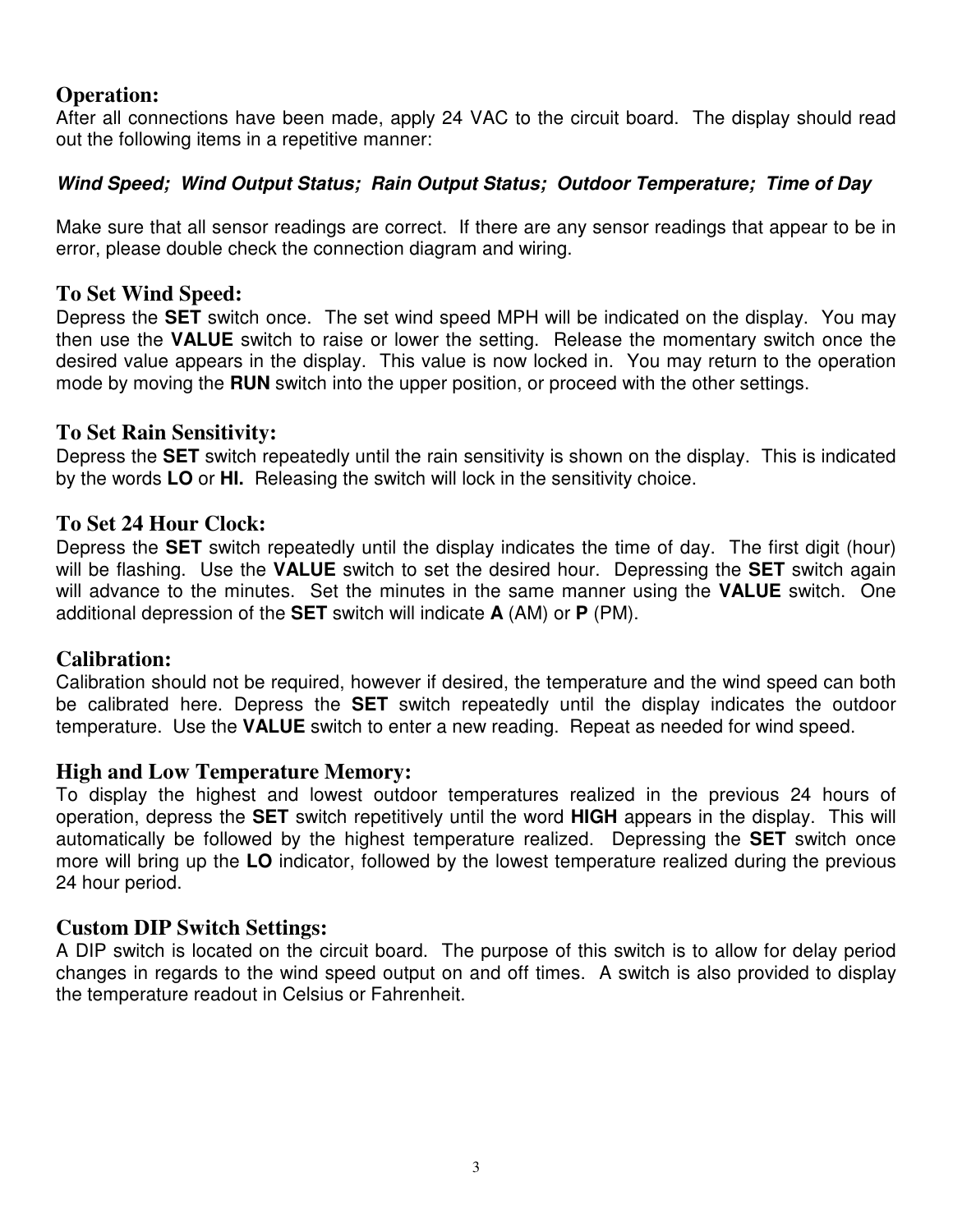## Operation:

After all connections have been made, apply 24 VAC to the circuit board. The display should read out the following items in a repetitive manner:

***Wind Speed; Wind Output Status; Rain Output Status; Outdoor Temperature; Time of Day***

Make sure that all sensor readings are correct. If there are any sensor readings that appear to be in error, please double check the connection diagram and wiring.

## To Set Wind Speed:

Depress the **SET** switch once. The set wind speed MPH will be indicated on the display. You may then use the **VALUE** switch to raise or lower the setting. Release the momentary switch once the desired value appears in the display. This value is now locked in. You may return to the operation mode by moving the **RUN** switch into the upper position, or proceed with the other settings.

## To Set Rain Sensitivity:

Depress the **SET** switch repeatedly until the rain sensitivity is shown on the display. This is indicated by the words **LO** or **HI.** Releasing the switch will lock in the sensitivity choice.

## To Set 24 Hour Clock:

Depress the **SET** switch repeatedly until the display indicates the time of day. The first digit (hour) will be flashing. Use the **VALUE** switch to set the desired hour. Depressing the **SET** switch again will advance to the minutes. Set the minutes in the same manner using the **VALUE** switch. One additional depression of the **SET** switch will indicate **A** (AM) or **P** (PM).

## Calibration:

Calibration should not be required, however if desired, the temperature and the wind speed can both be calibrated here. Depress the **SET** switch repeatedly until the display indicates the outdoor temperature. Use the **VALUE** switch to enter a new reading. Repeat as needed for wind speed.

## High and Low Temperature Memory:

To display the highest and lowest outdoor temperatures realized in the previous 24 hours of operation, depress the **SET** switch repetitively until the word **HIGH** appears in the display. This will automatically be followed by the highest temperature realized. Depressing the **SET** switch once more will bring up the **LO** indicator, followed by the lowest temperature realized during the previous 24 hour period.

## Custom DIP Switch Settings:

A DIP switch is located on the circuit board. The purpose of this switch is to allow for delay period changes in regards to the wind speed output on and off times. A switch is also provided to display the temperature readout in Celsius or Fahrenheit.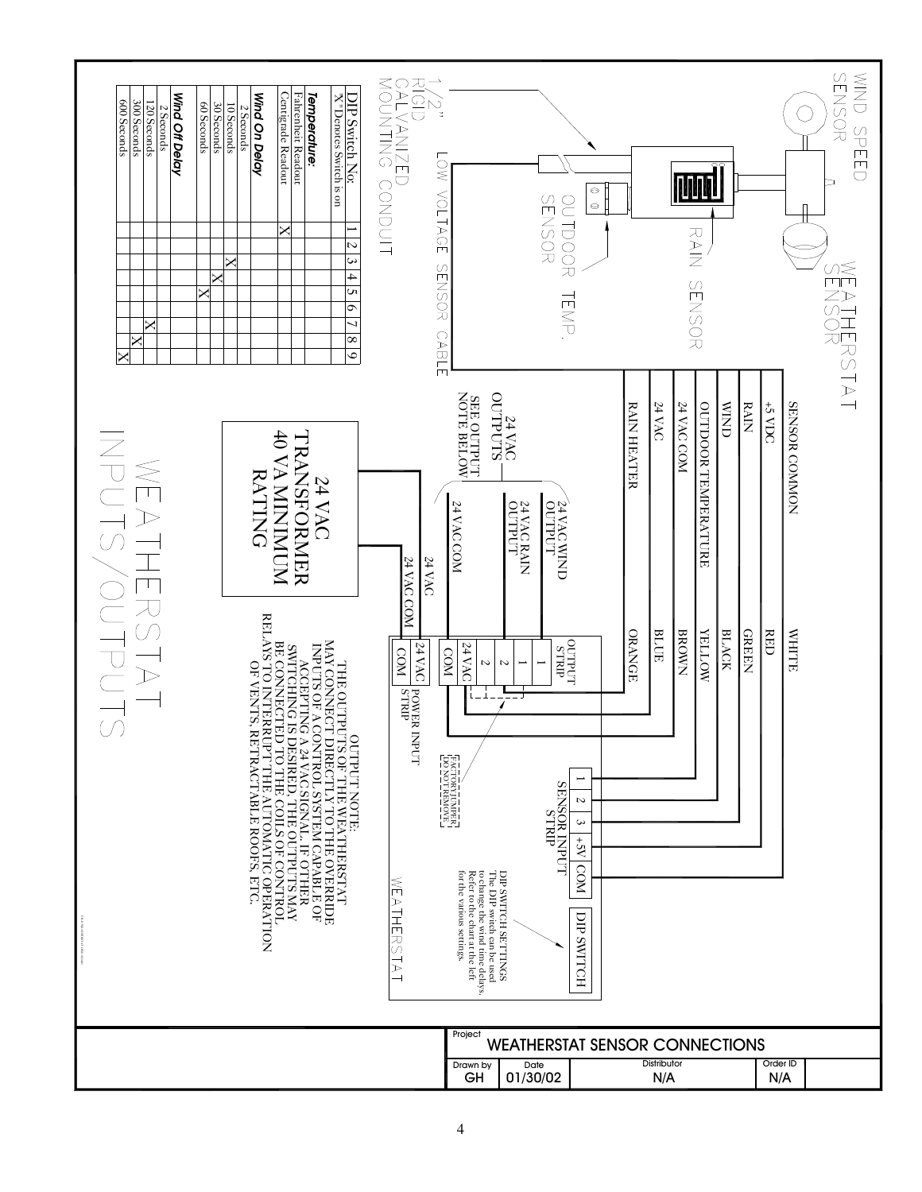# WEATHERSTAT INPUTS/OUTPUTS

WIND SPEED SENSOR

WEATHERSTAT SENSOR

RAIN SENSOR

OUTDOOR TEMP. SENSOR

1/2" RIGID GALVANIZED MOUNTING CONDUIT

LOW VOLTAGE SENSOR CABLE

| DIP Switch No. | 1 | 2 | 3 | 4 | 5 | 6 | 7 | 8 | 9 |
|---|---|---|---|---|---|---|---|---|---|
| "X" Denotes Switch is on | | | | | | | | | |
| ***Temperature:*** | | | | | | | | | |
| Fahrenheit Readout | | | | | | | | | |
| Centigrade Readout | X | | | | | | | | |
| ***Wind On Delay*** | | | | | | | | | |
| 2 Seconds | | | | | | | | | |
| 10 Seconds | | | X | | | | | | |
| 30 Seconds | | | | X | | | | | |
| 60 Seconds | | | | | X | | | | |
| ***Wind Off Delay*** | | | | | | | | | |
| 2 Seconds | | | | | | | | | |
| 120 Seconds | | | | | | | X | | |
| 300 Seconds | | | | | | | | X | |
| 600 Seconds | | | | | | | | | X |

| Sensor wire | Color |
|---|---|
| SENSOR COMMON | WHITE |
| +5 VDC | RED |
| RAIN | GREEN |
| WIND | BLACK |
| OUTDOOR TEMPERATURE | YELLOW |
| 24 VAC COM | BROWN |
| 24 VAC | BLUE |
| RAIN HEATER | ORANGE |

24 VAC OUTPUTS — SEE OUTPUT NOTE BELOW

- 24 VAC WIND OUTPUT
- 24 VAC RAIN OUTPUT
- 24 VAC COM

24 VAC TRANSFORMER 40 VA MINIMUM RATING

- 24 VAC
- 24 VAC COM

WEATHERSTAT

OUTPUT STRIP: 1, 1, 2, 2, 24 VAC, COM

POWER INPUT STRIP: 24 VAC, COM

FACTORY JUMPER DO NOT REMOVE

SENSOR INPUT STRIP: 1, 2, 3, +5V, COM

DIP SWITCH

DIP SWITCH SETTINGS
The DIP switch can be used to change the wind time delays. Refer to the chart at the left for the various settings.

OUTPUT NOTE:
THE OUTPUTS OF THE WEATHERSTAT MAY CONNECT DIRECTLY TO THE OVERRIDE INPUTS OF A CONTROL SYSTEM CAPABLE OF ACCEPTING A 24 VAC SIGNAL. IF OTHER SWITCHING IS DESIRED, THE OUTPUTS MAY BE CONNECTED TO THE COILS OF CONTROL RELAYS TO INTERRUPT THE AUTOMATIC OPERATION OF VENTS, RETRACTABLE ROOFS, ETC.

| Project | WEATHERSTAT SENSOR CONNECTIONS | | |
|---|---|---|---|
| Drawn by: GH | Date: 01/30/02 | Distributor: N/A | Order ID: N/A |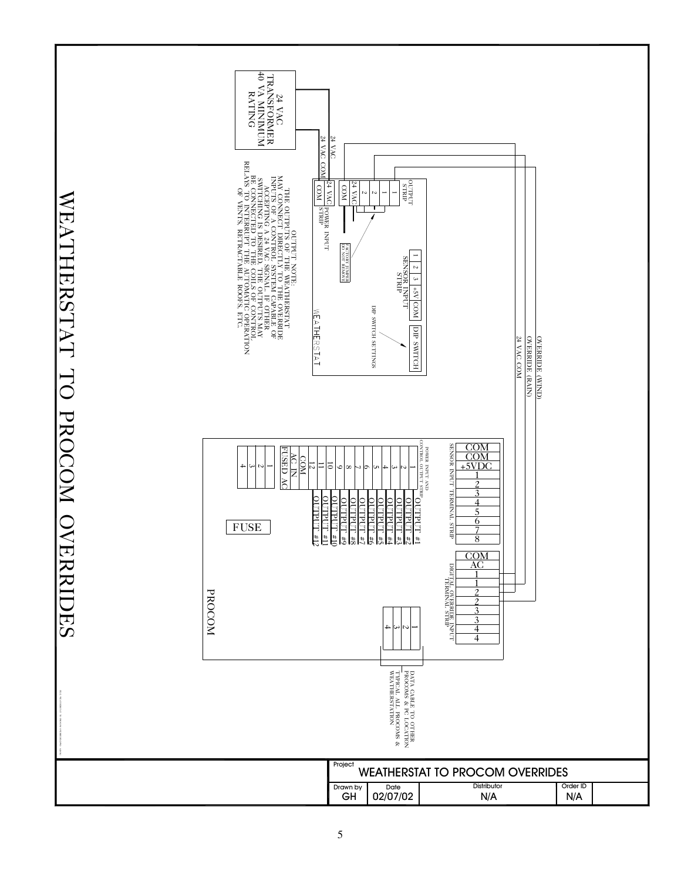# WEATHERSTAT TO PROCOM OVERRIDES

24 VAC TRANSFORMER 40 VA MINIMUM RATING

24 VAC

24 VAC COM

OUTPUT STRIP

1

1

2

2

24 VAC

COM

24 VAC

COM

POWER INPUT STRIP

FACTORY JUMPER DO NOT REMOVE

SENSOR INPUT STRIP

1 | 2 | 3 | +5V | COM

DIP SWITCH

DIP SWITCH SETTINGS

WEATHERSTAT

OUTPUT NOTE:
THE OUTPUTS OF THE WEATHERSTAT MAY CONNECT DIRECTLY TO THE OVERRIDE INPUTS OF A CONTROL SYSTEM CAPABLE OF ACCEPTING A 24 VAC SIGNAL. IF OTHER SWITCHING IS DESIRED, THE OUTPUTS MAY BE CONNECTED TO THE COILS OF CONTROL RELAYS TO INTERRUPT THE AUTOMATIC OPERATION OF VENTS, RETRACTABLE ROOFS, ETC.

OVERRIDE (WIND)

OVERRIDE (RAIN)

24 VAC COM

SENSOR INPUT TERMINAL STRIP

| |
|---|
| COM |
| COM |
| +5VDC |
| 1 |
| 2 |
| 3 |
| 4 |
| 5 |
| 6 |
| 7 |
| 8 |

DIGITAL OVERRIDE INPUT TERMINAL STRIP

| |
|---|
| COM |
| AC |
| 1 |
| 1 |
| 2 |
| 2 |
| 3 |
| 3 |
| 4 |
| 4 |

POWER INPUT AND CONTROL OUTPUT STRIP

| | |
|---|---|
| 1 | OUTPUT #1 |
| 2 | OUTPUT #2 |
| 3 | OUTPUT #3 |
| 4 | OUTPUT #4 |
| 5 | OUTPUT #5 |
| 6 | OUTPUT #6 |
| 7 | OUTPUT #7 |
| 8 | OUTPUT #8 |
| 9 | OUTPUT #9 |
| 10 | OUTPUT #10 |
| 11 | OUTPUT #11 |
| 12 | OUTPUT #12 |
| COM | |
| AC IN | |
| FUSED AC | |

1 2 3 4

FUSE

PROCOM

1 2 3 4

DATA CABLE TO OTHER PROCOMS & PC LOCATION TYPICAL ALL PROCOMS & WEATHERSTATION

| Project | WEATHERSTAT TO PROCOM OVERRIDES | | |
|---|---|---|---|
| Drawn by | Date | Distributor | Order ID |
| GH | 02/07/02 | N/A | N/A |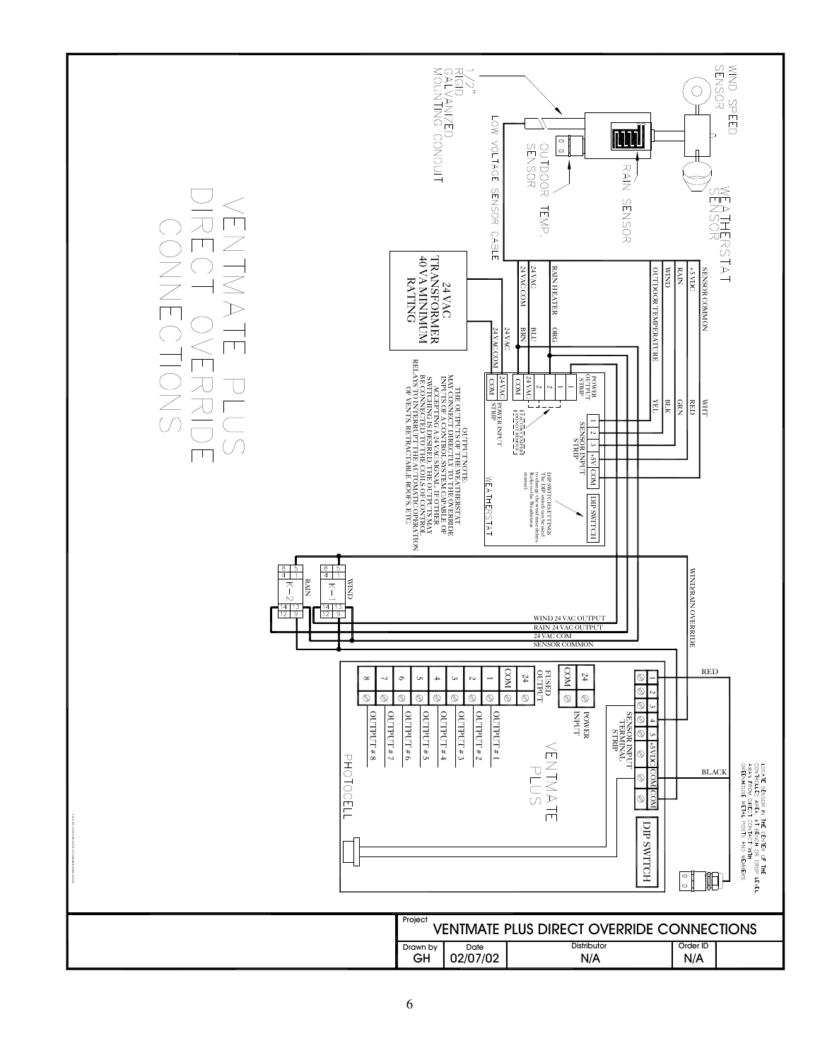# VENTMATE PLUS DIRECT OVERRIDE CONNECTIONS

WIND SPEED SENSOR

WEATHERSTAT SENSOR

RAIN SENSOR

OUTDOOR TEMP. SENSOR

1/2" RIGID GALVANIZED MOUNTING CONDUIT

LOW VOLTAGE SENSOR CABLE

SENSOR COMMON
+5 VDC
RAIN
WIND
OUTDOOR TEMPERATURE
RAIN HEATER
24 VAC
24 VAC COM

WHT
RED
GRN
BLK
YEL
ORG
BLU
BRN

24 VAC
24 VAC COM

24VAC TRANSFORMER 40 VA MINIMUM RATING

POWER OUTPUT STRIP
1
2
COM
24 VAC
COM

POWER INPUT STRIP

SENSOR INPUT STRIP
1 2 3 +5V COM

DIP SWITCH

DIP SWITCH SETTINGS
The DIP switches can be used to change the wind time delays. Refer to the Weatherstat manual.

WEATHERSTAT

OUTPUT NOTE:
THE OUTPUTS OF THE WEATHERSTAT MAY CONNECT DIRECTLY TO THE OVERRIDE INPUTS OF A CONTROL SYSTEM CAPABLE OF ACCEPTING A 24 VAC SIGNAL. IF OTHER SWITCHING IS DESIRED, THE OUTPUTS MAY BE CONNECTED TO THE COILS OF CONTROL RELAYS TO INTERRUPT THE AUTOMATIC OPERATION OF VENTS, RETRACTABLE ROOFS, ETC.

WIND/RAIN OVERRIDE

WIND 24 VAC OUTPUT
RAIN 24 VAC OUTPUT
24 VAC COM
SENSOR COMMON

K-1 WIND
K-2 RAIN

RED
BLACK

LOCATE SENSOR IN THE CENTER OF THE CONTROLLED AREA, AT BENCH OR CROP LEVEL, AWAY FROM DIRECT CONTACT WITH GREENHOUSE METAL POSTS AND MEMBERS.

SENSOR INPUT TERMINAL STRIP
1 2 3 4 5 +5VDC COM COM

DIP SWITCH

POWER INPUT
24 COM

FUSED OUTPUT
24 COM

OUTPUT # 1
OUTPUT # 2
OUTPUT # 3
OUTPUT # 4
OUTPUT # 5
OUTPUT # 6
OUTPUT # 7
OUTPUT # 8

VENTMATE PLUS

PHOTOCELL

| Project | | | |
|---|---|---|---|
| VENTMATE PLUS DIRECT OVERRIDE CONNECTIONS | | | |
| Drawn by | Date | Distributor | Order ID |
| GH | 02/07/02 | N/A | N/A |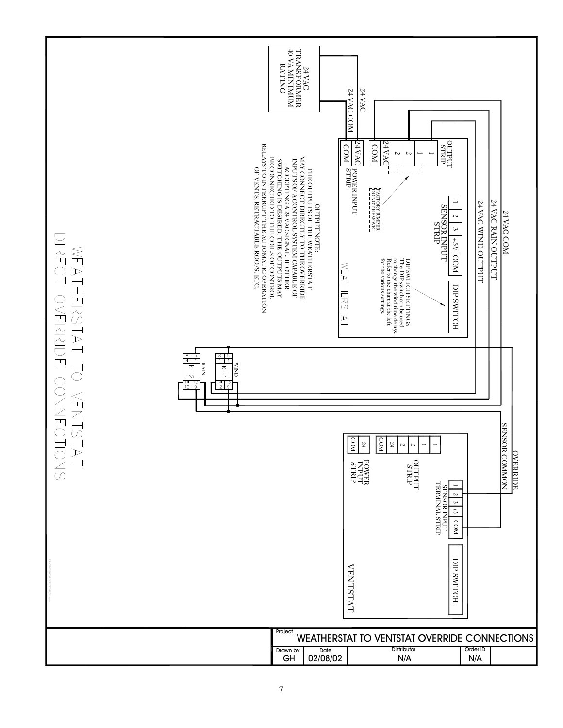# WEATHERSTAT TO VENTSTAT DIRECT OVERRIDE CONNECTIONS

24 VAC TRANSFORMER 40 VA MINIMUM RATING

24 VAC

24 VAC COM

24 VAC COM

24 VAC RAIN OUTPUT

24 VAC WIND OUTPUT

**WEATHERSTAT**

OUTPUT STRIP: 1, 1, 2, 2, 24 VAC, COM

POWER INPUT STRIP: 24 VAC, COM

FACTORY JUMPER DO NOT REMOVE

SENSOR INPUT STRIP: 1, 2, 3, +5V, COM

DIP SWITCH

DIP SWITCH SETTINGS
The DIP switch can be used to change the wind time delays. Refer to the chart at the left for the various settings.

OUTPUT NOTE:
THE OUTPUTS OF THE WEATHERSTAT MAY CONNECT DIRECTLY TO THE OVERRIDE INPUTS OF A CONTROL SYSTEM CAPABLE OF ACCEPTING A 24 VAC SIGNAL. IF OTHER SWITCHING IS DESIRED, THE OUTPUTS MAY BE CONNECTED TO THE COILS OF CONTROL RELAYS TO INTERRUPT THE AUTOMATIC OPERATION OF VENTS, RETRACTABLE ROOFS, ETC.

WIND: K-1 (8, 5, 4, 1, 14, 13, 12, 9)

RAIN: K-2 (8, 5, 4, 1, 14, 13, 12, 9)

OVERRIDE

SENSOR COMMON

**VENTSTAT**

OUTPUT STRIP: 1, 1, 2, 2, 24, COM

POWER INPUT STRIP: 24, COM

SENSOR INPUT TERMINAL STRIP: 1, 2, 3, +5, COM

DIP SWITCH

| Project | WEATHERSTAT TO VENTSTAT OVERRIDE CONNECTIONS | | |
|---|---|---|---|
| Drawn by: GH | Date: 02/08/02 | Distributor: N/A | Order ID: N/A |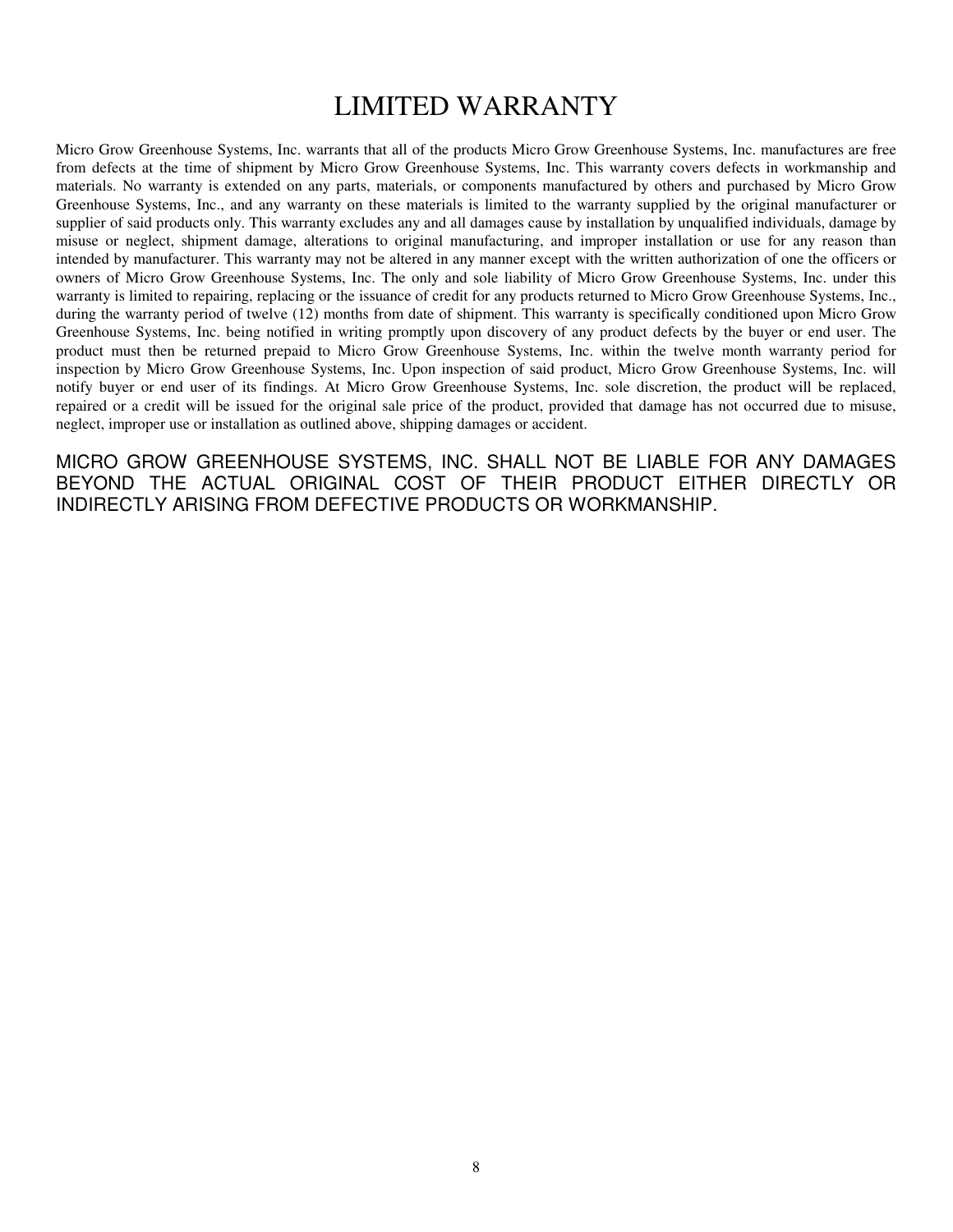# LIMITED WARRANTY

Micro Grow Greenhouse Systems, Inc. warrants that all of the products Micro Grow Greenhouse Systems, Inc. manufactures are free from defects at the time of shipment by Micro Grow Greenhouse Systems, Inc. This warranty covers defects in workmanship and materials. No warranty is extended on any parts, materials, or components manufactured by others and purchased by Micro Grow Greenhouse Systems, Inc., and any warranty on these materials is limited to the warranty supplied by the original manufacturer or supplier of said products only. This warranty excludes any and all damages cause by installation by unqualified individuals, damage by misuse or neglect, shipment damage, alterations to original manufacturing, and improper installation or use for any reason than intended by manufacturer. This warranty may not be altered in any manner except with the written authorization of one the officers or owners of Micro Grow Greenhouse Systems, Inc. The only and sole liability of Micro Grow Greenhouse Systems, Inc. under this warranty is limited to repairing, replacing or the issuance of credit for any products returned to Micro Grow Greenhouse Systems, Inc., during the warranty period of twelve (12) months from date of shipment. This warranty is specifically conditioned upon Micro Grow Greenhouse Systems, Inc. being notified in writing promptly upon discovery of any product defects by the buyer or end user. The product must then be returned prepaid to Micro Grow Greenhouse Systems, Inc. within the twelve month warranty period for inspection by Micro Grow Greenhouse Systems, Inc. Upon inspection of said product, Micro Grow Greenhouse Systems, Inc. will notify buyer or end user of its findings. At Micro Grow Greenhouse Systems, Inc. sole discretion, the product will be replaced, repaired or a credit will be issued for the original sale price of the product, provided that damage has not occurred due to misuse, neglect, improper use or installation as outlined above, shipping damages or accident.

MICRO GROW GREENHOUSE SYSTEMS, INC. SHALL NOT BE LIABLE FOR ANY DAMAGES BEYOND THE ACTUAL ORIGINAL COST OF THEIR PRODUCT EITHER DIRECTLY OR INDIRECTLY ARISING FROM DEFECTIVE PRODUCTS OR WORKMANSHIP.